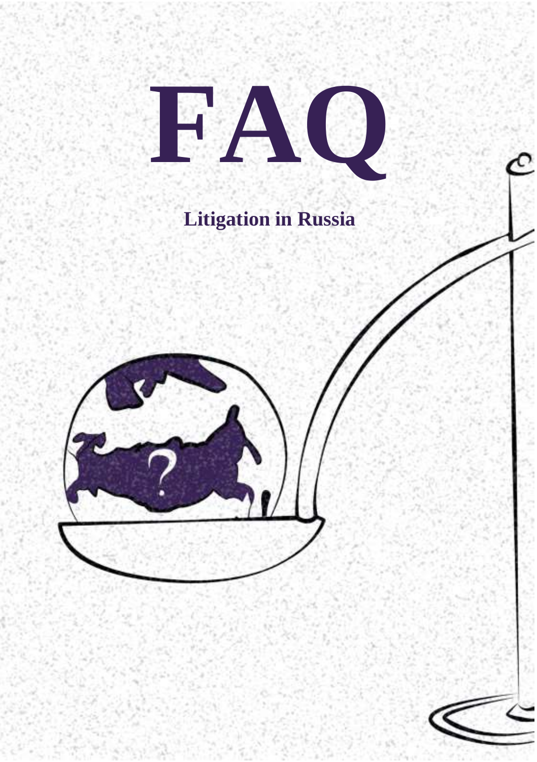# FAQ

**Litigation in Russia**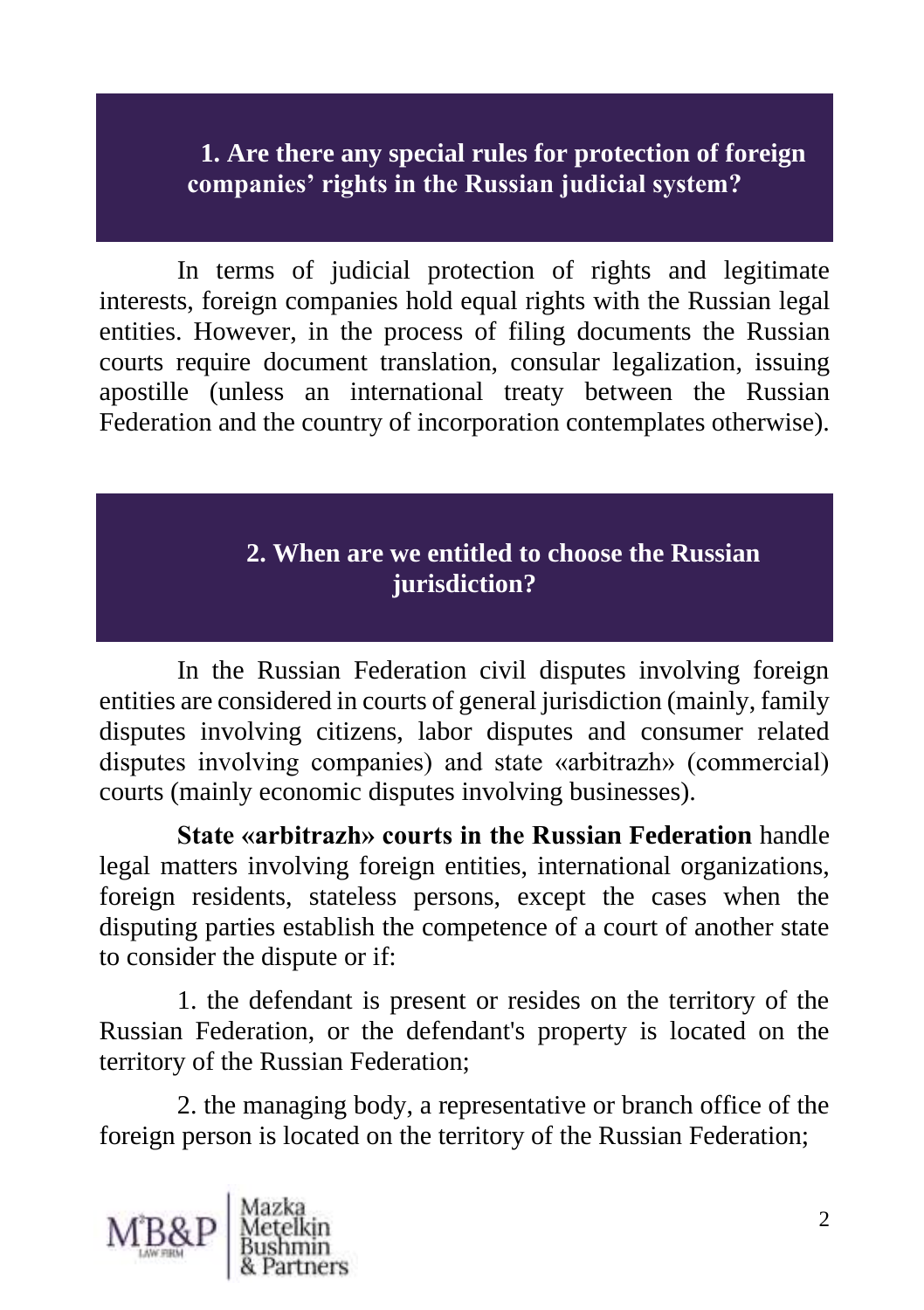## 1. Are there any special rules for protection of foreign companies' rights in the Russian judicial system?

In terms of judicial protection of rights and legitimate interests, foreign companies hold equal rights with the Russian legal entities. However, in the process of filing documents the Russian courts require document translation, consular legalization, issuing apostille (unless an international treaty between the Russian Federation and the country of incorporation contemplates otherwise).

## 2. When are we entitled to choose the Russian jurisdiction?

In the Russian Federation civil disputes involving foreign entities are considered in courts of general jurisdiction (mainly, family disputes involving citizens, labor disputes and consumer related disputes involving companies) and state «arbitrazh» (commercial) courts (mainly economic disputes involving businesses).

**State «arbitrazh» courts in the Russian Federation** handle legal matters involving foreign entities, international organizations, foreign residents, stateless persons, except the cases when the disputing parties establish the competence of a court of another state to consider the dispute or if:

1. the defendant is present or resides on the territory of the Russian Federation, or the defendant's property is located on the territory of the Russian Federation;

2. the managing body, a representative or branch office of the foreign person is located on the territory of the Russian Federation;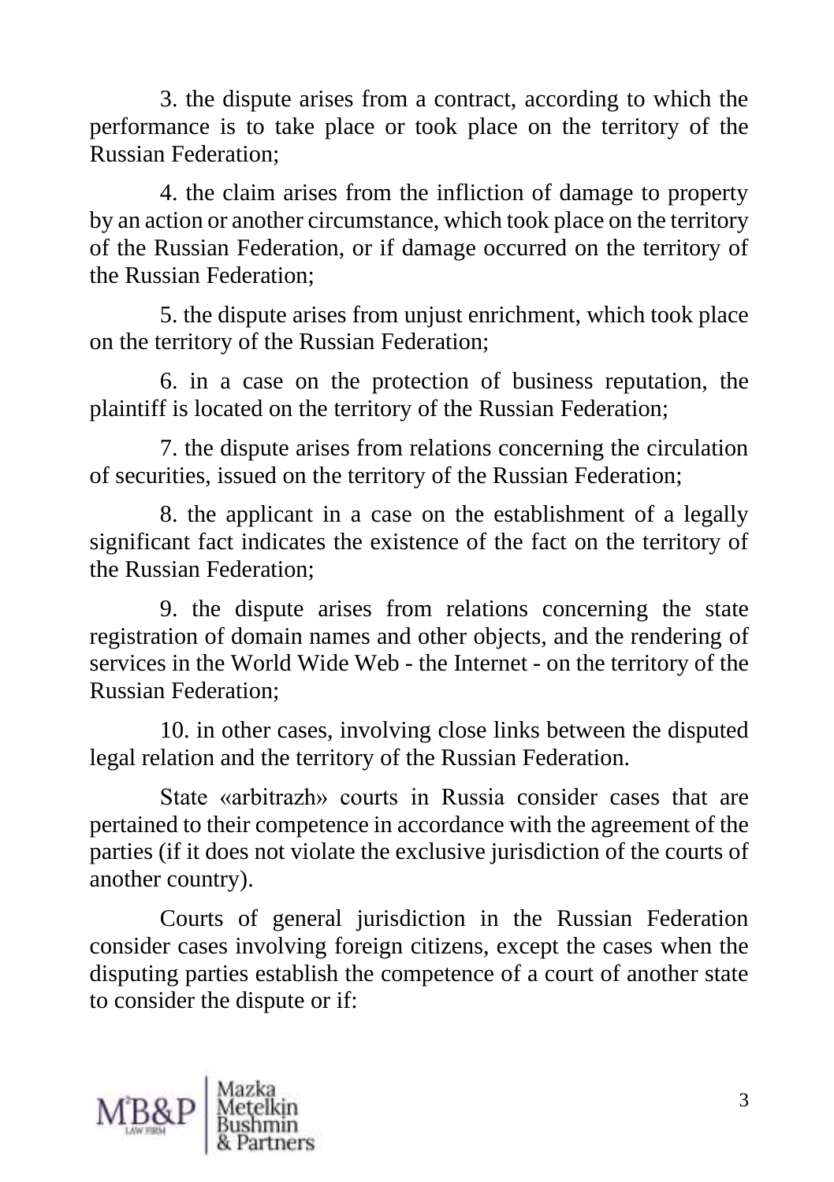3. the dispute arises from a contract, according to which the performance is to take place or took place on the territory of the Russian Federation;

4. the claim arises from the infliction of damage to property by an action or another circumstance, which took place on the territory of the Russian Federation, or if damage occurred on the territory of the Russian Federation;

5. the dispute arises from unjust enrichment, which took place on the territory of the Russian Federation;

6. in a case on the protection of business reputation, the plaintiff is located on the territory of the Russian Federation;

7. the dispute arises from relations concerning the circulation of securities, issued on the territory of the Russian Federation;

8. the applicant in a case on the establishment of a legally significant fact indicates the existence of the fact on the territory of the Russian Federation;

9. the dispute arises from relations concerning the state registration of domain names and other objects, and the rendering of services in the World Wide Web - the Internet - on the territory of the Russian Federation;

10. in other cases, involving close links between the disputed legal relation and the territory of the Russian Federation.

State «arbitrazh» courts in Russia consider cases that are pertained to their competence in accordance with the agreement of the parties (if it does not violate the exclusive jurisdiction of the courts of another country).

Courts of general jurisdiction in the Russian Federation consider cases involving foreign citizens, except the cases when the disputing parties establish the competence of a court of another state to consider the dispute or if: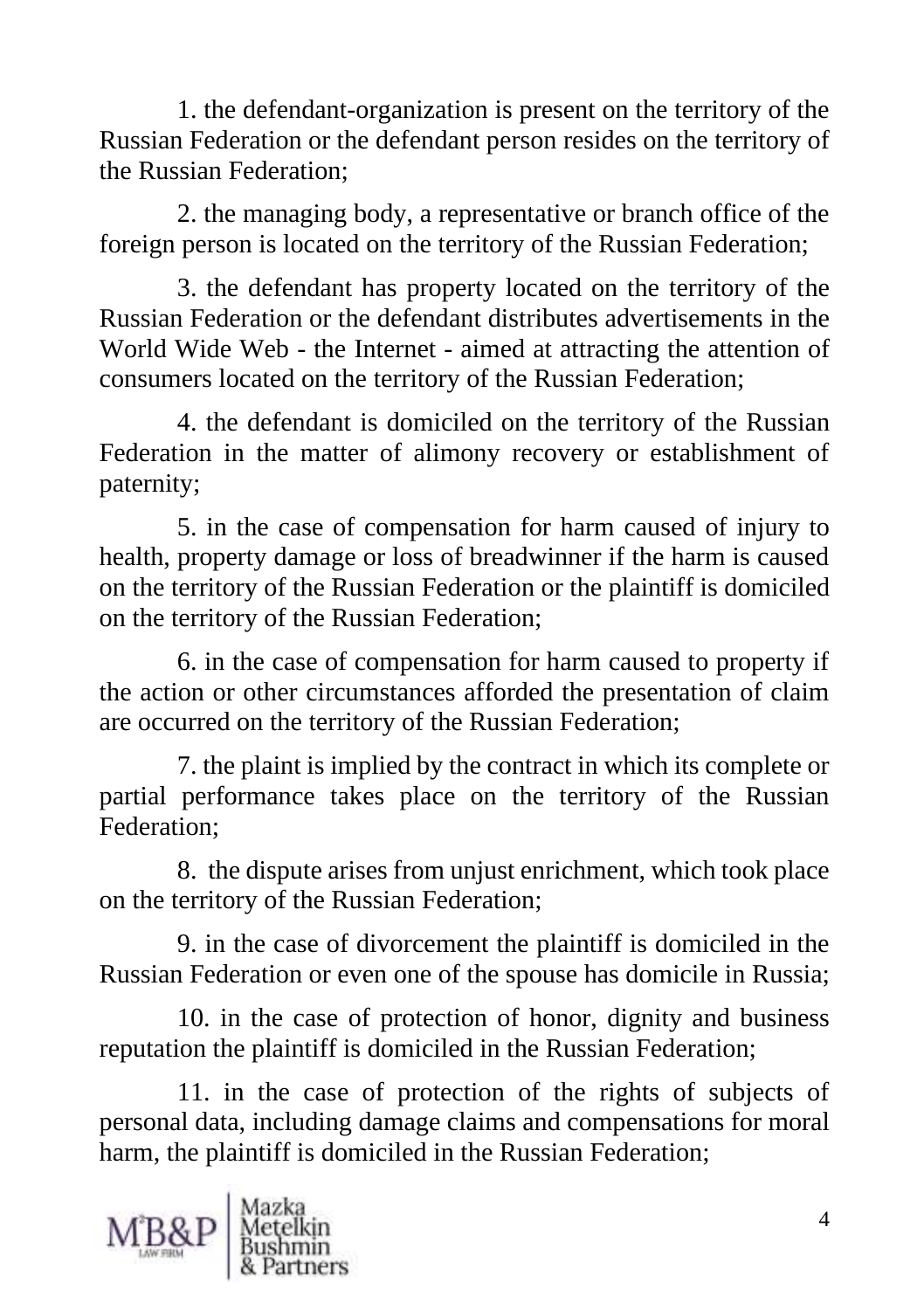1. the defendant-organization is present on the territory of the Russian Federation or the defendant person resides on the territory of the Russian Federation;

2. the managing body, a representative or branch office of the foreign person is located on the territory of the Russian Federation;

3. the defendant has property located on the territory of the Russian Federation or the defendant distributes advertisements in the World Wide Web - the Internet - aimed at attracting the attention of consumers located on the territory of the Russian Federation;

4. the defendant is domiciled on the territory of the Russian Federation in the matter of alimony recovery or establishment of paternity;

5. in the case of compensation for harm caused of injury to health, property damage or loss of breadwinner if the harm is caused on the territory of the Russian Federation or the plaintiff is domiciled on the territory of the Russian Federation;

6. in the case of compensation for harm caused to property if the action or other circumstances afforded the presentation of claim are occurred on the territory of the Russian Federation;

7. the plaint is implied by the contract in which its complete or partial performance takes place on the territory of the Russian Federation;

8. the dispute arises from unjust enrichment, which took place on the territory of the Russian Federation;

9. in the case of divorcement the plaintiff is domiciled in the Russian Federation or even one of the spouse has domicile in Russia;

10. in the case of protection of honor, dignity and business reputation the plaintiff is domiciled in the Russian Federation;

11. in the case of protection of the rights of subjects of personal data, including damage claims and compensations for moral harm, the plaintiff is domiciled in the Russian Federation;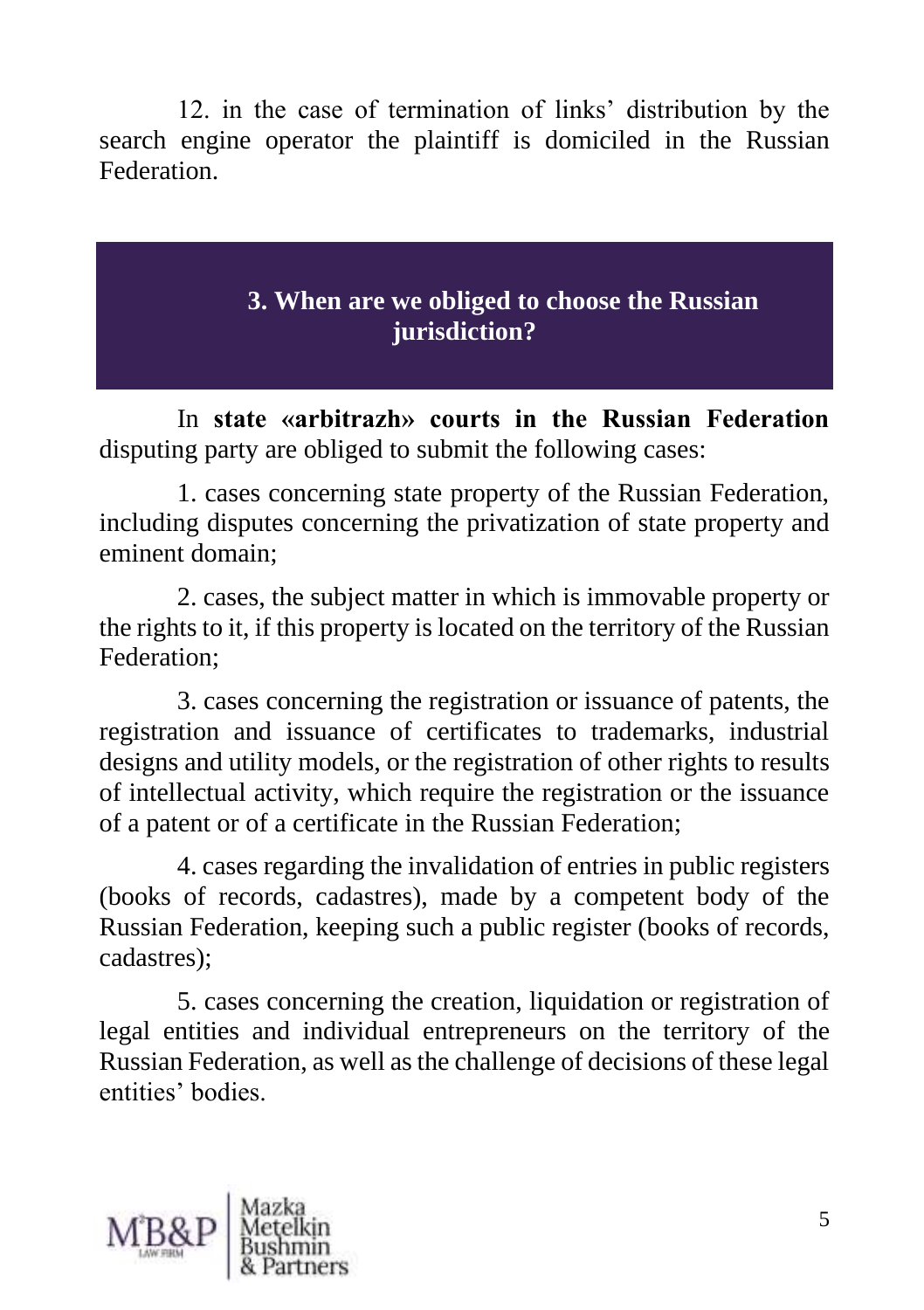12. in the case of termination of links' distribution by the search engine operator the plaintiff is domiciled in the Russian Federation.

## 3. When are we obliged to choose the Russian jurisdiction?

In **state «arbitrazh» courts in the Russian Federation** disputing party are obliged to submit the following cases:

1. cases concerning state property of the Russian Federation, including disputes concerning the privatization of state property and eminent domain;

2. cases, the subject matter in which is immovable property or the rights to it, if this property is located on the territory of the Russian Federation;

3. cases concerning the registration or issuance of patents, the registration and issuance of certificates to trademarks, industrial designs and utility models, or the registration of other rights to results of intellectual activity, which require the registration or the issuance of a patent or of a certificate in the Russian Federation;

4. cases regarding the invalidation of entries in public registers (books of records, cadastres), made by a competent body of the Russian Federation, keeping such a public register (books of records, cadastres);

5. cases concerning the creation, liquidation or registration of legal entities and individual entrepreneurs on the territory of the Russian Federation, as well as the challenge of decisions of these legal entities' bodies.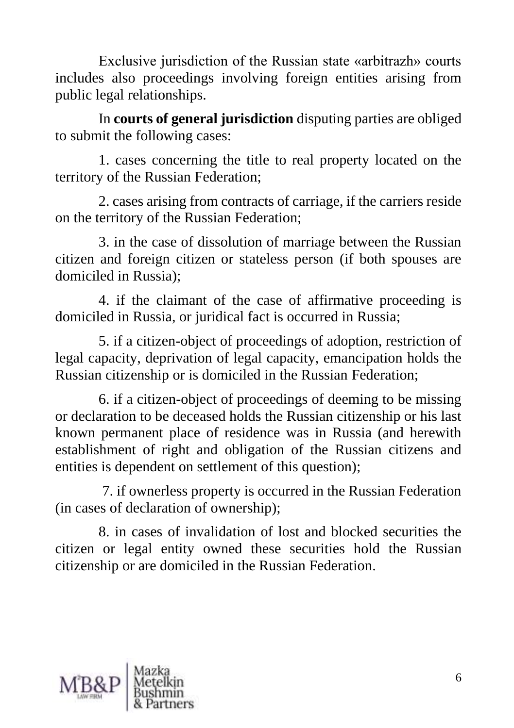Exclusive jurisdiction of the Russian state «arbitrazh» courts includes also proceedings involving foreign entities arising from public legal relationships.

In **courts of general jurisdiction** disputing parties are obliged to submit the following cases:

1. cases concerning the title to real property located on the territory of the Russian Federation;

2. cases arising from contracts of carriage, if the carriers reside on the territory of the Russian Federation;

3. in the case of dissolution of marriage between the Russian citizen and foreign citizen or stateless person (if both spouses are domiciled in Russia);

4. if the claimant of the case of affirmative proceeding is domiciled in Russia, or juridical fact is occurred in Russia;

5. if a citizen-object of proceedings of adoption, restriction of legal capacity, deprivation of legal capacity, emancipation holds the Russian citizenship or is domiciled in the Russian Federation;

6. if a citizen-object of proceedings of deeming to be missing or declaration to be deceased holds the Russian citizenship or his last known permanent place of residence was in Russia (and herewith establishment of right and obligation of the Russian citizens and entities is dependent on settlement of this question);

7. if ownerless property is occurred in the Russian Federation (in cases of declaration of ownership);

8. in cases of invalidation of lost and blocked securities the citizen or legal entity owned these securities hold the Russian citizenship or are domiciled in the Russian Federation.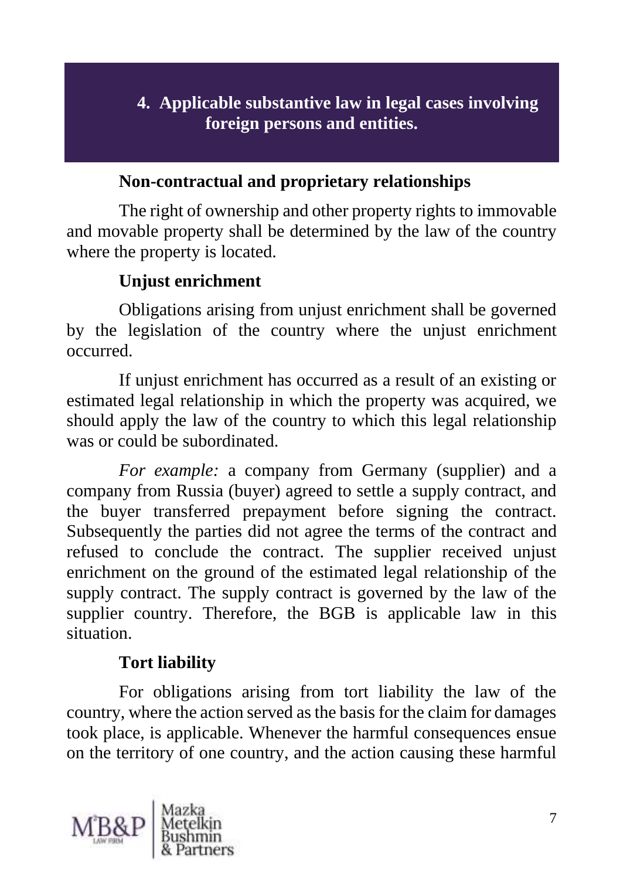## 4. Applicable substantive law in legal cases involving foreign persons and entities.

**Non-contractual and proprietary relationships**

The right of ownership and other property rights to immovable and movable property shall be determined by the law of the country where the property is located.

**Unjust enrichment**

Obligations arising from unjust enrichment shall be governed by the legislation of the country where the unjust enrichment occurred.

If unjust enrichment has occurred as a result of an existing or estimated legal relationship in which the property was acquired, we should apply the law of the country to which this legal relationship was or could be subordinated.

*For example:* a company from Germany (supplier) and a company from Russia (buyer) agreed to settle a supply contract, and the buyer transferred prepayment before signing the contract. Subsequently the parties did not agree the terms of the contract and refused to conclude the contract. The supplier received unjust enrichment on the ground of the estimated legal relationship of the supply contract. The supply contract is governed by the law of the supplier country. Therefore, the BGB is applicable law in this situation.

**Tort liability**

For obligations arising from tort liability the law of the country, where the action served as the basis for the claim for damages took place, is applicable. Whenever the harmful consequences ensue on the territory of one country, and the action causing these harmful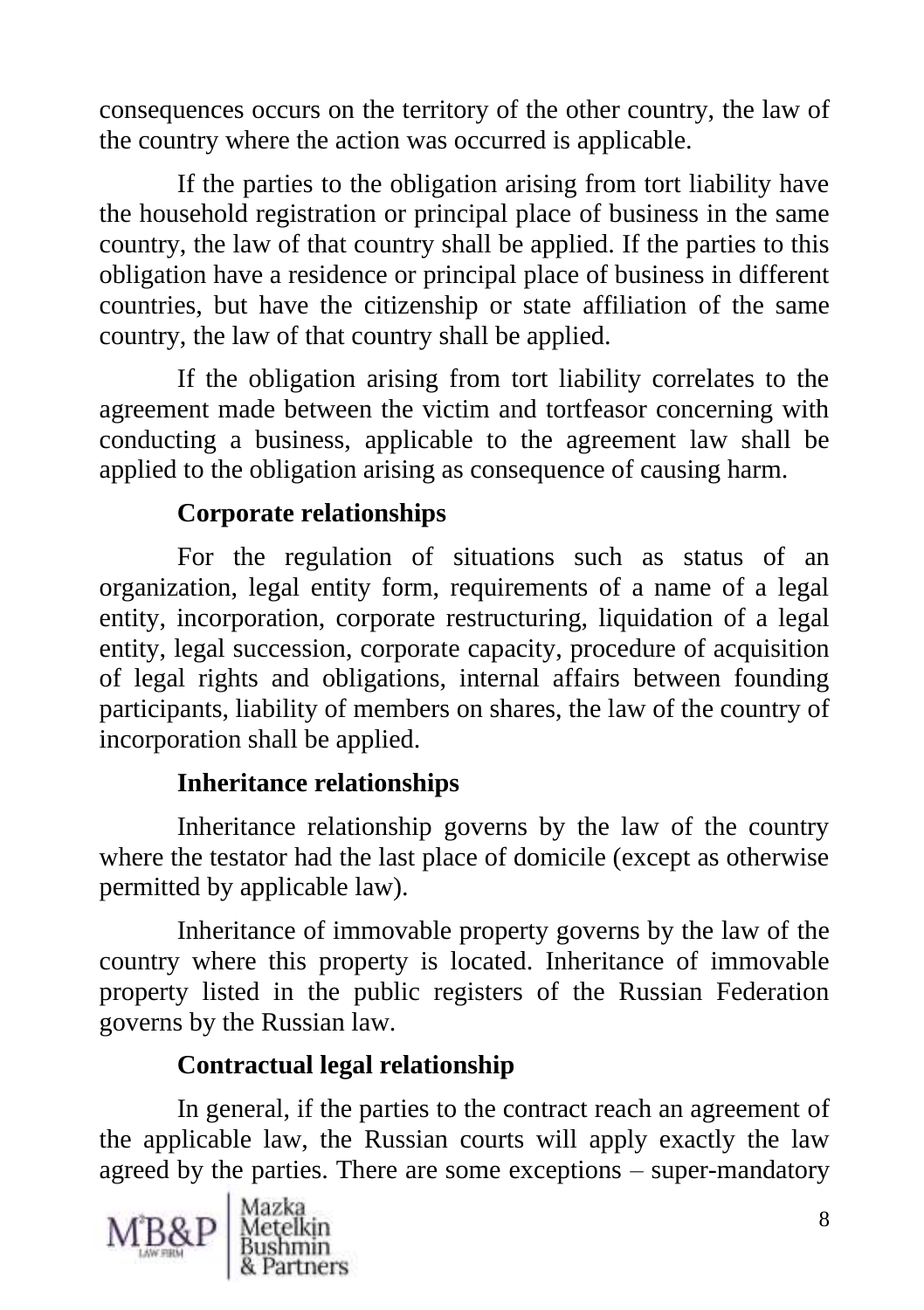consequences occurs on the territory of the other country, the law of the country where the action was occurred is applicable.

If the parties to the obligation arising from tort liability have the household registration or principal place of business in the same country, the law of that country shall be applied. If the parties to this obligation have a residence or principal place of business in different countries, but have the citizenship or state affiliation of the same country, the law of that country shall be applied.

If the obligation arising from tort liability correlates to the agreement made between the victim and tortfeasor concerning with conducting a business, applicable to the agreement law shall be applied to the obligation arising as consequence of causing harm.

**Corporate relationships**

For the regulation of situations such as status of an organization, legal entity form, requirements of a name of a legal entity, incorporation, corporate restructuring, liquidation of a legal entity, legal succession, corporate capacity, procedure of acquisition of legal rights and obligations, internal affairs between founding participants, liability of members on shares, the law of the country of incorporation shall be applied.

**Inheritance relationships**

Inheritance relationship governs by the law of the country where the testator had the last place of domicile (except as otherwise permitted by applicable law).

Inheritance of immovable property governs by the law of the country where this property is located. Inheritance of immovable property listed in the public registers of the Russian Federation governs by the Russian law.

**Contractual legal relationship**

In general, if the parties to the contract reach an agreement of the applicable law, the Russian courts will apply exactly the law agreed by the parties. There are some exceptions – super-mandatory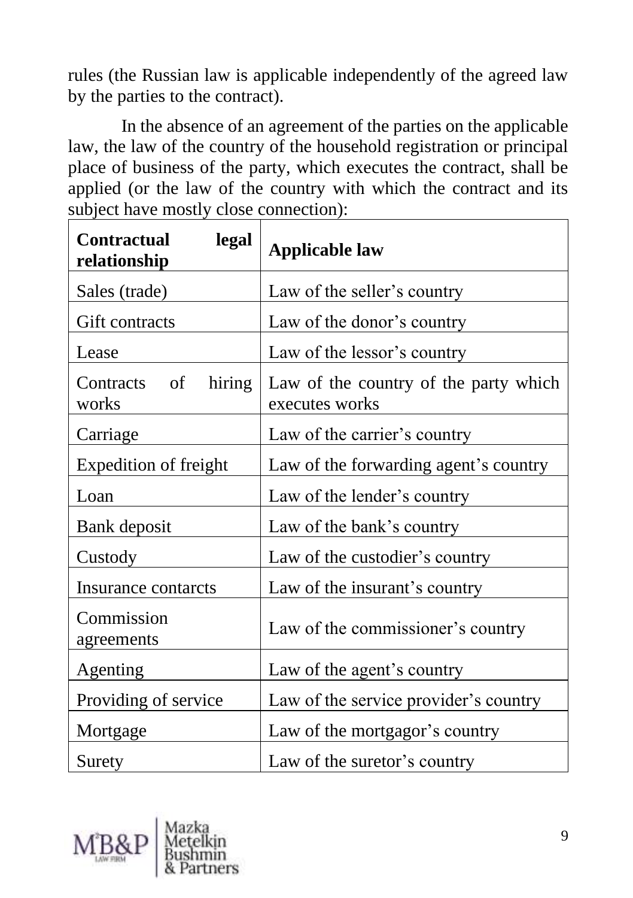rules (the Russian law is applicable independently of the agreed law by the parties to the contract).

In the absence of an agreement of the parties on the applicable law, the law of the country of the household registration or principal place of business of the party, which executes the contract, shall be applied (or the law of the country with which the contract and its subject have mostly close connection):

| **Contractual legal relationship** | **Applicable law** |
|---|---|
| Sales (trade) | Law of the seller's country |
| Gift contracts | Law of the donor's country |
| Lease | Law of the lessor's country |
| Contracts of hiring works | Law of the country of the party which executes works |
| Carriage | Law of the carrier's country |
| Expedition of freight | Law of the forwarding agent's country |
| Loan | Law of the lender's country |
| Bank deposit | Law of the bank's country |
| Custody | Law of the custodier's country |
| Insurance contarcts | Law of the insurant's country |
| Commission agreements | Law of the commissioner's country |
| Agenting | Law of the agent's country |
| Providing of service | Law of the service provider's country |
| Mortgage | Law of the mortgagor's country |
| Surety | Law of the suretor's country |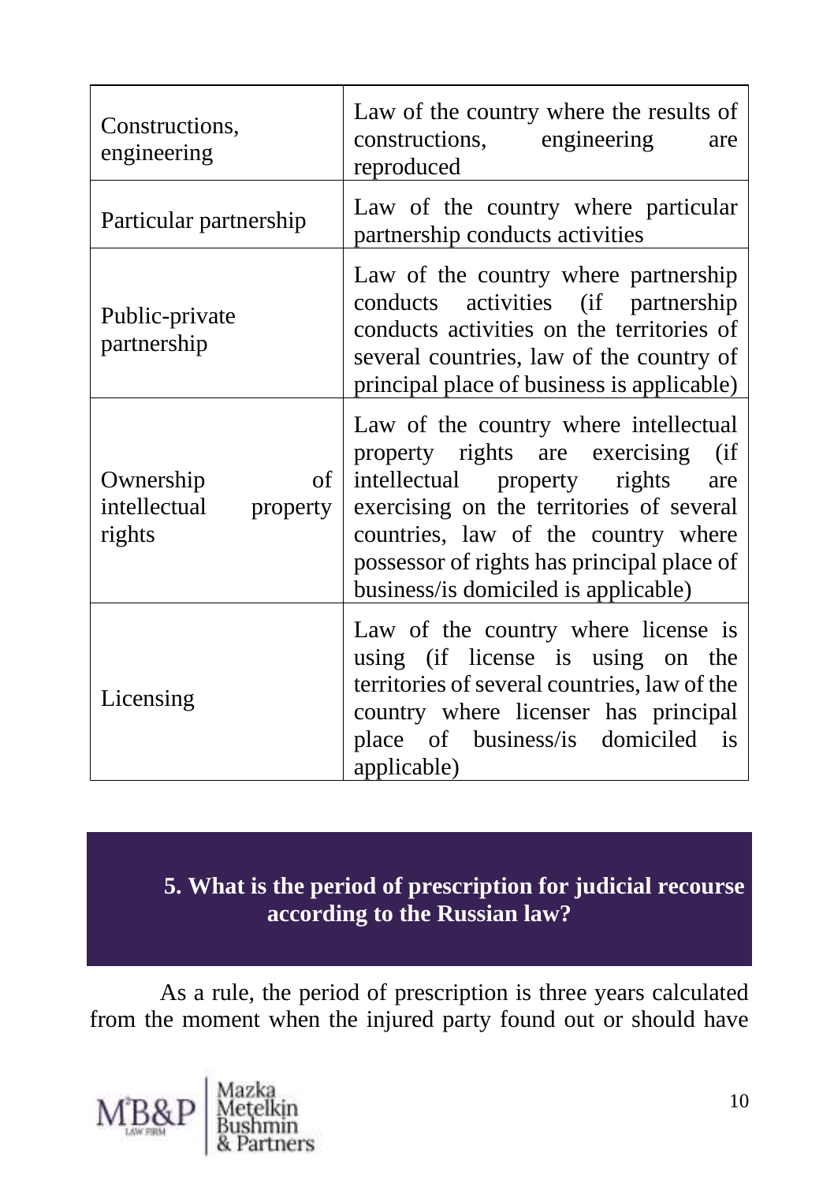| | |
|---|---|
| Constructions, engineering | Law of the country where the results of constructions, engineering are reproduced |
| Particular partnership | Law of the country where particular partnership conducts activities |
| Public-private partnership | Law of the country where partnership conducts activities (if partnership conducts activities on the territories of several countries, law of the country of principal place of business is applicable) |
| Ownership of intellectual property rights | Law of the country where intellectual property rights are exercising (if intellectual property rights are exercising on the territories of several countries, law of the country where possessor of rights has principal place of business/is domiciled is applicable) |
| Licensing | Law of the country where license is using (if license is using on the territories of several countries, law of the country where licenser has principal place of business/is domiciled is applicable) |

## 5. What is the period of prescription for judicial recourse according to the Russian law?

As a rule, the period of prescription is three years calculated from the moment when the injured party found out or should have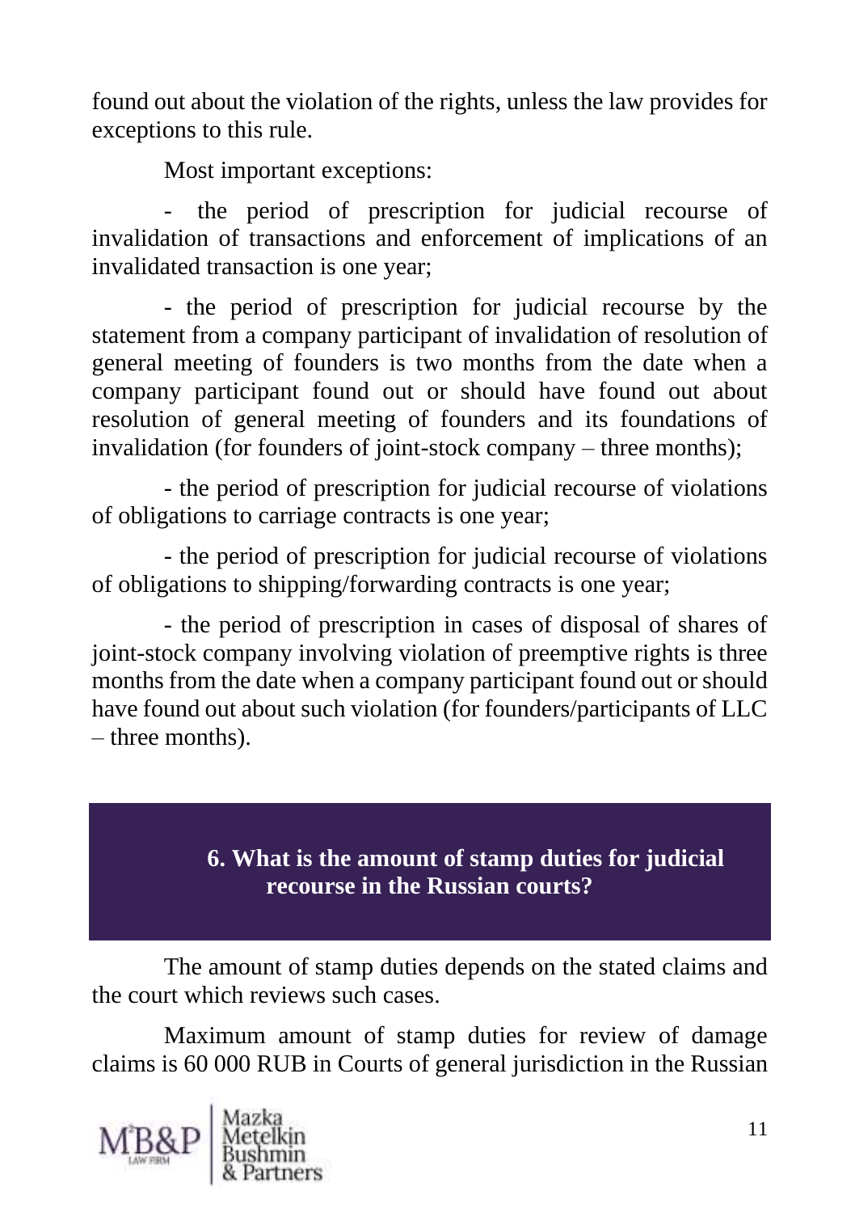found out about the violation of the rights, unless the law provides for exceptions to this rule.

Most important exceptions:

- the period of prescription for judicial recourse of invalidation of transactions and enforcement of implications of an invalidated transaction is one year;

- the period of prescription for judicial recourse by the statement from a company participant of invalidation of resolution of general meeting of founders is two months from the date when a company participant found out or should have found out about resolution of general meeting of founders and its foundations of invalidation (for founders of joint-stock company – three months);

- the period of prescription for judicial recourse of violations of obligations to carriage contracts is one year;

- the period of prescription for judicial recourse of violations of obligations to shipping/forwarding contracts is one year;

- the period of prescription in cases of disposal of shares of joint-stock company involving violation of preemptive rights is three months from the date when a company participant found out or should have found out about such violation (for founders/participants of LLC – three months).

## 6. What is the amount of stamp duties for judicial recourse in the Russian courts?

The amount of stamp duties depends on the stated claims and the court which reviews such cases.

Maximum amount of stamp duties for review of damage claims is 60 000 RUB in Courts of general jurisdiction in the Russian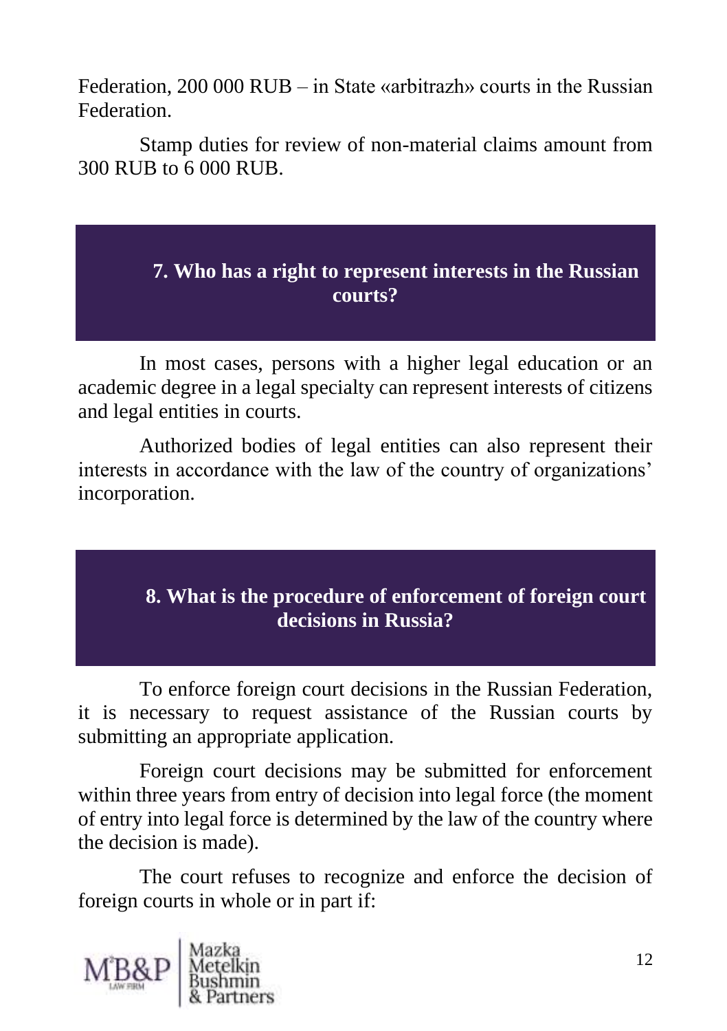Federation, 200 000 RUB – in State «arbitrazh» courts in the Russian Federation.

Stamp duties for review of non-material claims amount from 300 RUB to 6 000 RUB.

## 7. Who has a right to represent interests in the Russian courts?

In most cases, persons with a higher legal education or an academic degree in a legal specialty can represent interests of citizens and legal entities in courts.

Authorized bodies of legal entities can also represent their interests in accordance with the law of the country of organizations' incorporation.

## 8. What is the procedure of enforcement of foreign court decisions in Russia?

To enforce foreign court decisions in the Russian Federation, it is necessary to request assistance of the Russian courts by submitting an appropriate application.

Foreign court decisions may be submitted for enforcement within three years from entry of decision into legal force (the moment of entry into legal force is determined by the law of the country where the decision is made).

The court refuses to recognize and enforce the decision of foreign courts in whole or in part if: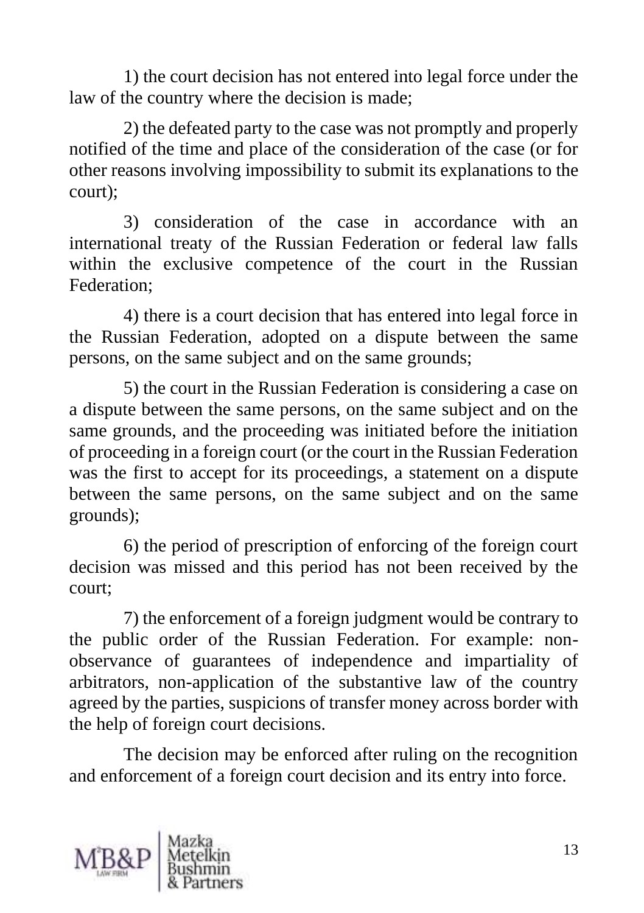1) the court decision has not entered into legal force under the law of the country where the decision is made;

2) the defeated party to the case was not promptly and properly notified of the time and place of the consideration of the case (or for other reasons involving impossibility to submit its explanations to the court);

3) consideration of the case in accordance with an international treaty of the Russian Federation or federal law falls within the exclusive competence of the court in the Russian Federation;

4) there is a court decision that has entered into legal force in the Russian Federation, adopted on a dispute between the same persons, on the same subject and on the same grounds;

5) the court in the Russian Federation is considering a case on a dispute between the same persons, on the same subject and on the same grounds, and the proceeding was initiated before the initiation of proceeding in a foreign court (or the court in the Russian Federation was the first to accept for its proceedings, a statement on a dispute between the same persons, on the same subject and on the same grounds);

6) the period of prescription of enforcing of the foreign court decision was missed and this period has not been received by the court;

7) the enforcement of a foreign judgment would be contrary to the public order of the Russian Federation. For example: non-observance of guarantees of independence and impartiality of arbitrators, non-application of the substantive law of the country agreed by the parties, suspicions of transfer money across border with the help of foreign court decisions.

The decision may be enforced after ruling on the recognition and enforcement of a foreign court decision and its entry into force.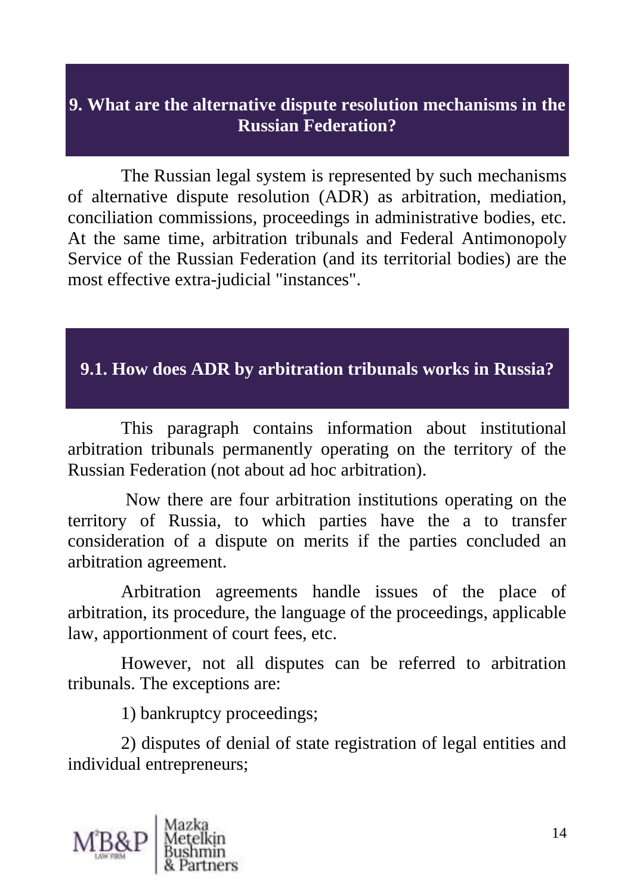## 9. What are the alternative dispute resolution mechanisms in the Russian Federation?

The Russian legal system is represented by such mechanisms of alternative dispute resolution (ADR) as arbitration, mediation, conciliation commissions, proceedings in administrative bodies, etc. At the same time, arbitration tribunals and Federal Antimonopoly Service of the Russian Federation (and its territorial bodies) are the most effective extra-judicial "instances".

### 9.1. How does ADR by arbitration tribunals works in Russia?

This paragraph contains information about institutional arbitration tribunals permanently operating on the territory of the Russian Federation (not about ad hoc arbitration).

Now there are four arbitration institutions operating on the territory of Russia, to which parties have the a to transfer consideration of a dispute on merits if the parties concluded an arbitration agreement.

Arbitration agreements handle issues of the place of arbitration, its procedure, the language of the proceedings, applicable law, apportionment of court fees, etc.

However, not all disputes can be referred to arbitration tribunals. The exceptions are:

1) bankruptcy proceedings;

2) disputes of denial of state registration of legal entities and individual entrepreneurs;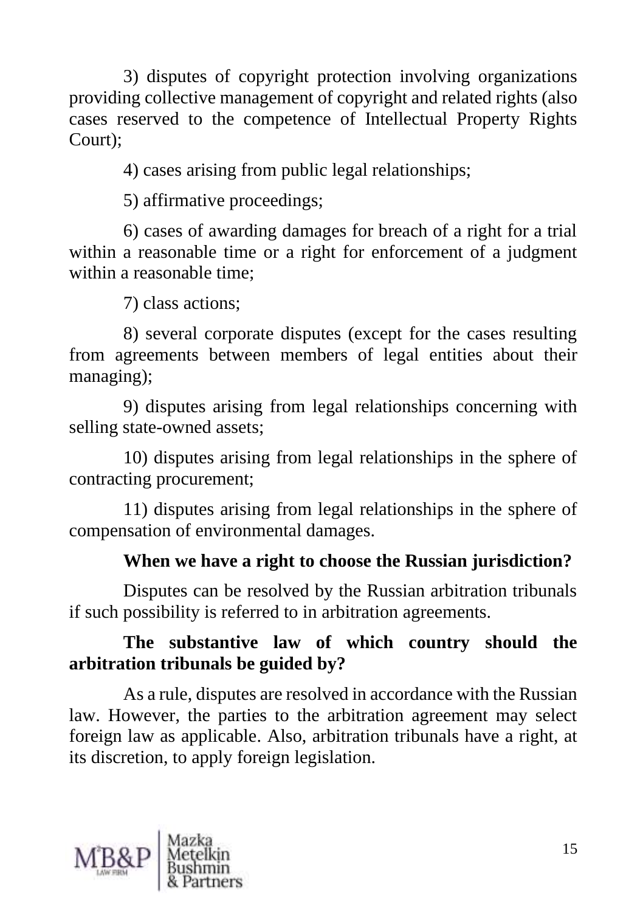3) disputes of copyright protection involving organizations providing collective management of copyright and related rights (also cases reserved to the competence of Intellectual Property Rights Court);

4) cases arising from public legal relationships;

5) affirmative proceedings;

6) cases of awarding damages for breach of a right for a trial within a reasonable time or a right for enforcement of a judgment within a reasonable time;

7) class actions;

8) several corporate disputes (except for the cases resulting from agreements between members of legal entities about their managing);

9) disputes arising from legal relationships concerning with selling state-owned assets;

10) disputes arising from legal relationships in the sphere of contracting procurement;

11) disputes arising from legal relationships in the sphere of compensation of environmental damages.

**When we have a right to choose the Russian jurisdiction?**

Disputes can be resolved by the Russian arbitration tribunals if such possibility is referred to in arbitration agreements.

**The substantive law of which country should the arbitration tribunals be guided by?**

As a rule, disputes are resolved in accordance with the Russian law. However, the parties to the arbitration agreement may select foreign law as applicable. Also, arbitration tribunals have a right, at its discretion, to apply foreign legislation.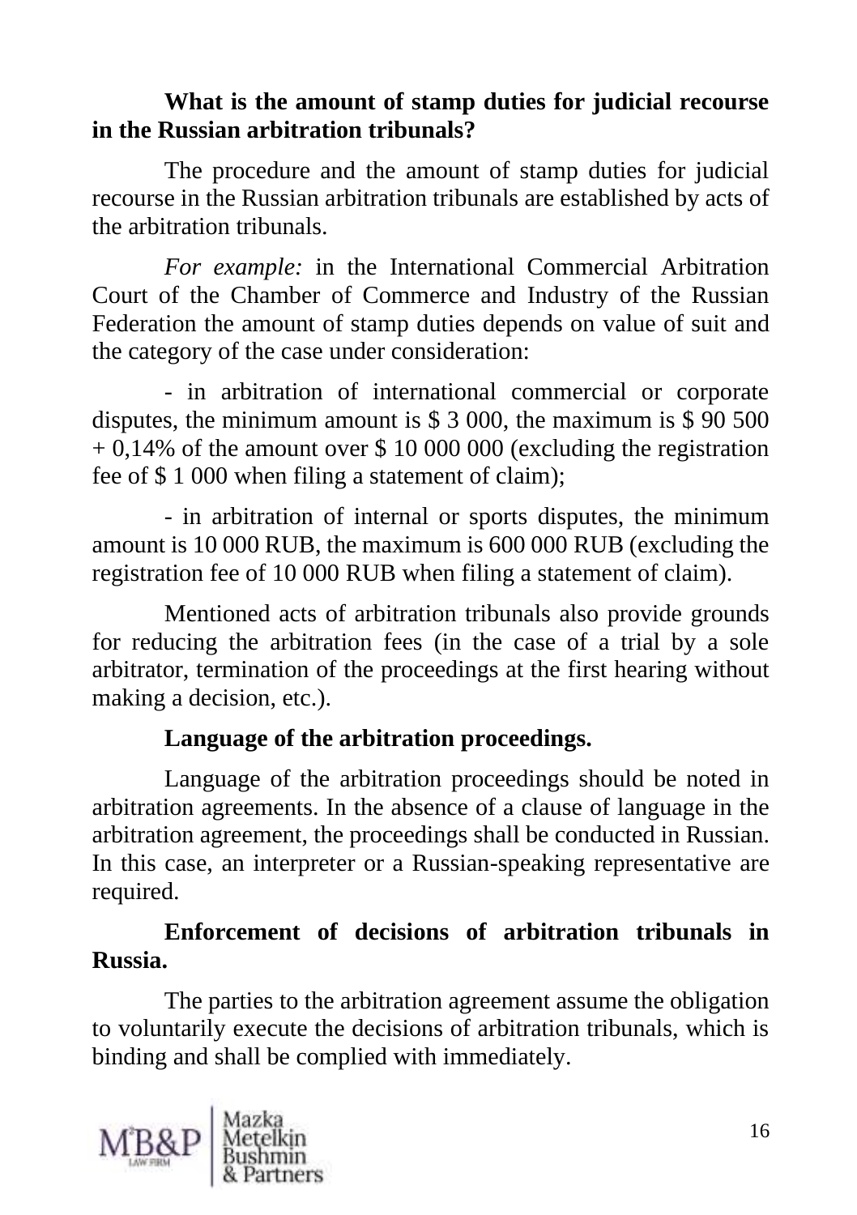**What is the amount of stamp duties for judicial recourse in the Russian arbitration tribunals?**

The procedure and the amount of stamp duties for judicial recourse in the Russian arbitration tribunals are established by acts of the arbitration tribunals.

*For example:* in the International Commercial Arbitration Court of the Chamber of Commerce and Industry of the Russian Federation the amount of stamp duties depends on value of suit and the category of the case under consideration:

- in arbitration of international commercial or corporate disputes, the minimum amount is $ 3 000, the maximum is $ 90 500 + 0,14% of the amount over $ 10 000 000 (excluding the registration fee of $ 1 000 when filing a statement of claim);

- in arbitration of internal or sports disputes, the minimum amount is 10 000 RUB, the maximum is 600 000 RUB (excluding the registration fee of 10 000 RUB when filing a statement of claim).

Mentioned acts of arbitration tribunals also provide grounds for reducing the arbitration fees (in the case of a trial by a sole arbitrator, termination of the proceedings at the first hearing without making a decision, etc.).

**Language of the arbitration proceedings.**

Language of the arbitration proceedings should be noted in arbitration agreements. In the absence of a clause of language in the arbitration agreement, the proceedings shall be conducted in Russian. In this case, an interpreter or a Russian-speaking representative are required.

**Enforcement of decisions of arbitration tribunals in Russia.**

The parties to the arbitration agreement assume the obligation to voluntarily execute the decisions of arbitration tribunals, which is binding and shall be complied with immediately.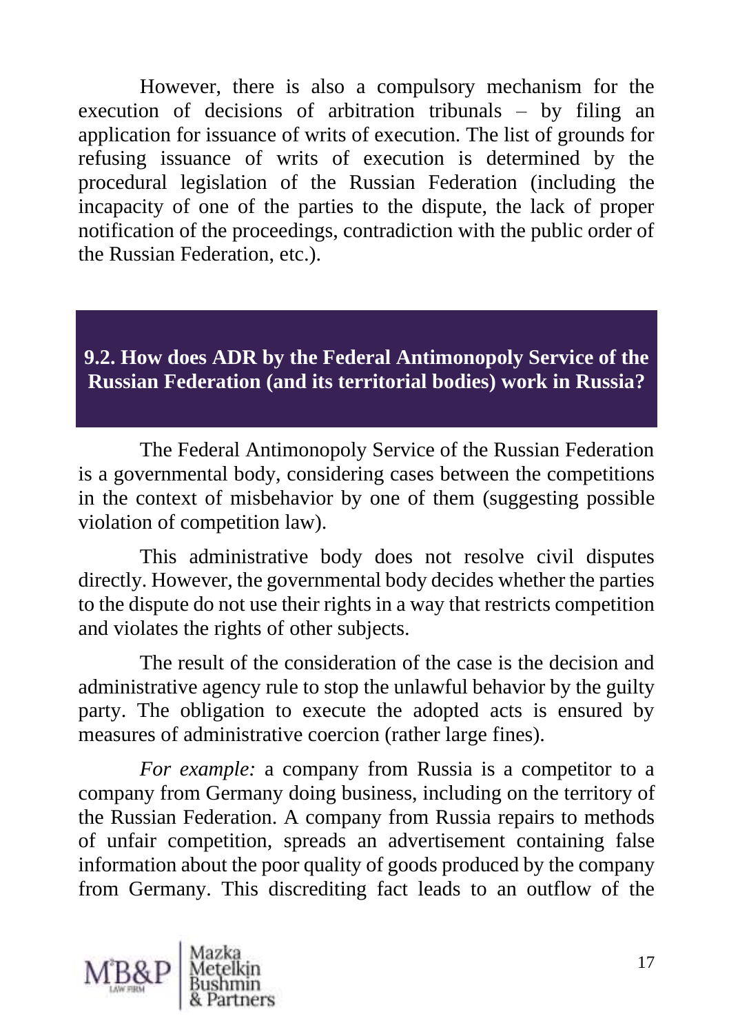However, there is also a compulsory mechanism for the execution of decisions of arbitration tribunals – by filing an application for issuance of writs of execution. The list of grounds for refusing issuance of writs of execution is determined by the procedural legislation of the Russian Federation (including the incapacity of one of the parties to the dispute, the lack of proper notification of the proceedings, contradiction with the public order of the Russian Federation, etc.).

## 9.2. How does ADR by the Federal Antimonopoly Service of the Russian Federation (and its territorial bodies) work in Russia?

The Federal Antimonopoly Service of the Russian Federation is a governmental body, considering cases between the competitions in the context of misbehavior by one of them (suggesting possible violation of competition law).

This administrative body does not resolve civil disputes directly. However, the governmental body decides whether the parties to the dispute do not use their rights in a way that restricts competition and violates the rights of other subjects.

The result of the consideration of the case is the decision and administrative agency rule to stop the unlawful behavior by the guilty party. The obligation to execute the adopted acts is ensured by measures of administrative coercion (rather large fines).

*For example:* a company from Russia is a competitor to a company from Germany doing business, including on the territory of the Russian Federation. A company from Russia repairs to methods of unfair competition, spreads an advertisement containing false information about the poor quality of goods produced by the company from Germany. This discrediting fact leads to an outflow of the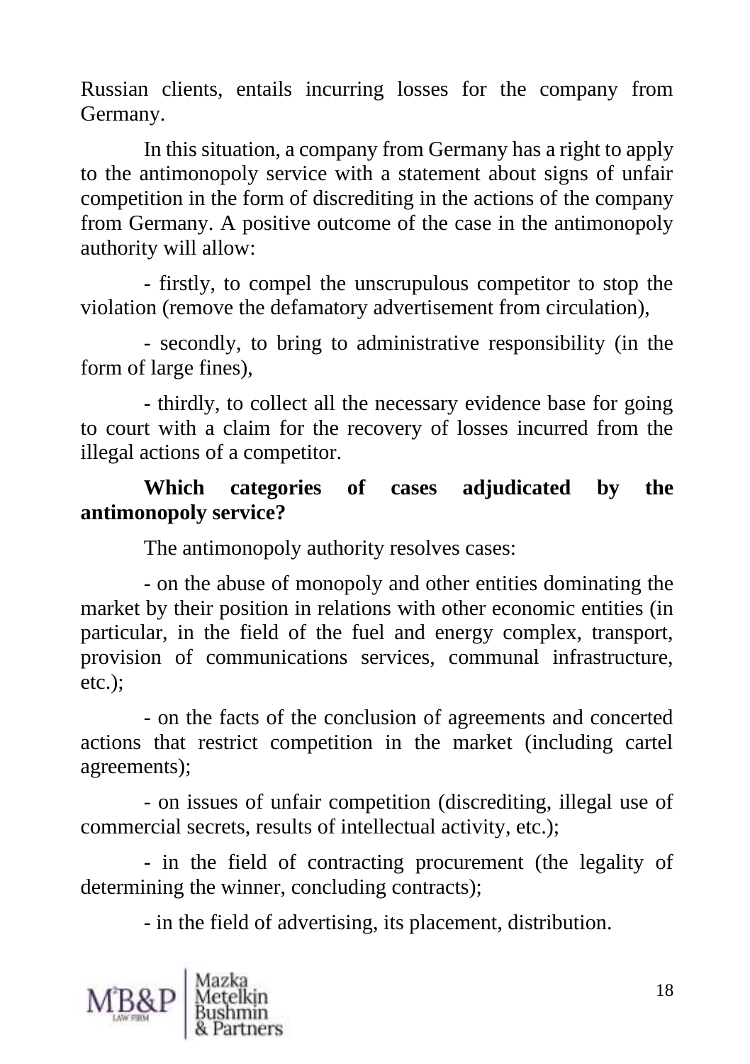Russian clients, entails incurring losses for the company from Germany.

In this situation, a company from Germany has a right to apply to the antimonopoly service with a statement about signs of unfair competition in the form of discrediting in the actions of the company from Germany. A positive outcome of the case in the antimonopoly authority will allow:

- firstly, to compel the unscrupulous competitor to stop the violation (remove the defamatory advertisement from circulation),

- secondly, to bring to administrative responsibility (in the form of large fines),

- thirdly, to collect all the necessary evidence base for going to court with a claim for the recovery of losses incurred from the illegal actions of a competitor.

**Which categories of cases adjudicated by the antimonopoly service?**

The antimonopoly authority resolves cases:

- on the abuse of monopoly and other entities dominating the market by their position in relations with other economic entities (in particular, in the field of the fuel and energy complex, transport, provision of communications services, communal infrastructure, etc.);

- on the facts of the conclusion of agreements and concerted actions that restrict competition in the market (including cartel agreements);

- on issues of unfair competition (discrediting, illegal use of commercial secrets, results of intellectual activity, etc.);

- in the field of contracting procurement (the legality of determining the winner, concluding contracts);

- in the field of advertising, its placement, distribution.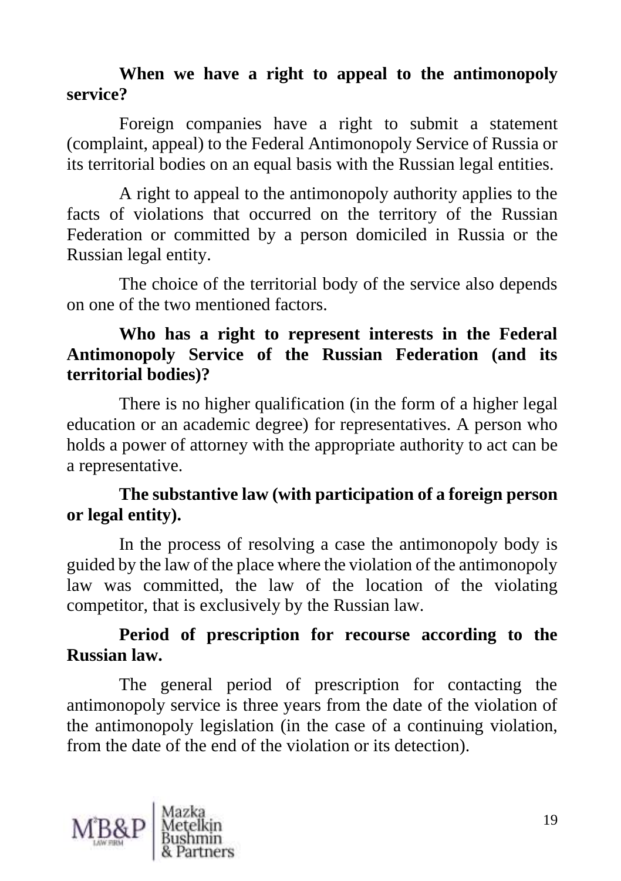**When we have a right to appeal to the antimonopoly service?**

Foreign companies have a right to submit a statement (complaint, appeal) to the Federal Antimonopoly Service of Russia or its territorial bodies on an equal basis with the Russian legal entities.

A right to appeal to the antimonopoly authority applies to the facts of violations that occurred on the territory of the Russian Federation or committed by a person domiciled in Russia or the Russian legal entity.

The choice of the territorial body of the service also depends on one of the two mentioned factors.

**Who has a right to represent interests in the Federal Antimonopoly Service of the Russian Federation (and its territorial bodies)?**

There is no higher qualification (in the form of a higher legal education or an academic degree) for representatives. A person who holds a power of attorney with the appropriate authority to act can be a representative.

**The substantive law (with participation of a foreign person or legal entity).**

In the process of resolving a case the antimonopoly body is guided by the law of the place where the violation of the antimonopoly law was committed, the law of the location of the violating competitor, that is exclusively by the Russian law.

**Period of prescription for recourse according to the Russian law.**

The general period of prescription for contacting the antimonopoly service is three years from the date of the violation of the antimonopoly legislation (in the case of a continuing violation, from the date of the end of the violation or its detection).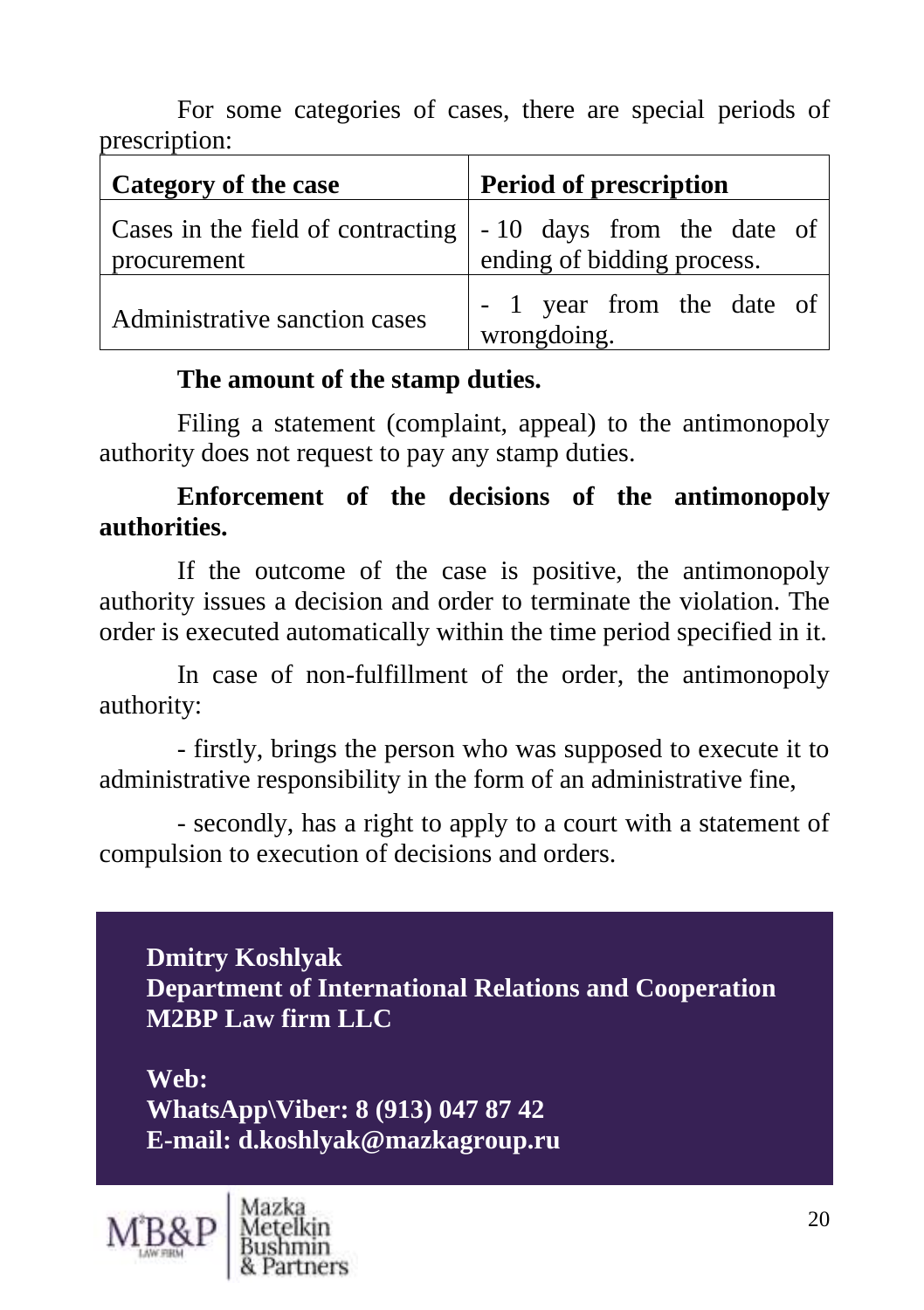For some categories of cases, there are special periods of prescription:

| Category of the case | Period of prescription |
|---|---|
| Cases in the field of contracting procurement | - 10 days from the date of ending of bidding process. |
| Administrative sanction cases | - 1 year from the date of wrongdoing. |

**The amount of the stamp duties.**

Filing a statement (complaint, appeal) to the antimonopoly authority does not request to pay any stamp duties.

**Enforcement of the decisions of the antimonopoly authorities.**

If the outcome of the case is positive, the antimonopoly authority issues a decision and order to terminate the violation. The order is executed automatically within the time period specified in it.

In case of non-fulfillment of the order, the antimonopoly authority:

- firstly, brings the person who was supposed to execute it to administrative responsibility in the form of an administrative fine,

- secondly, has a right to apply to a court with a statement of compulsion to execution of decisions and orders.

**Dmitry Koshlyak**
**Department of International Relations and Cooperation**
**M2BP Law firm LLC**

**Web:**
**WhatsApp\Viber: 8 (913) 047 87 42**
**E-mail: d.koshlyak@mazkagroup.ru**

M²B&P LAW FIRM | Mazka Metelkin Bushmin & Partners